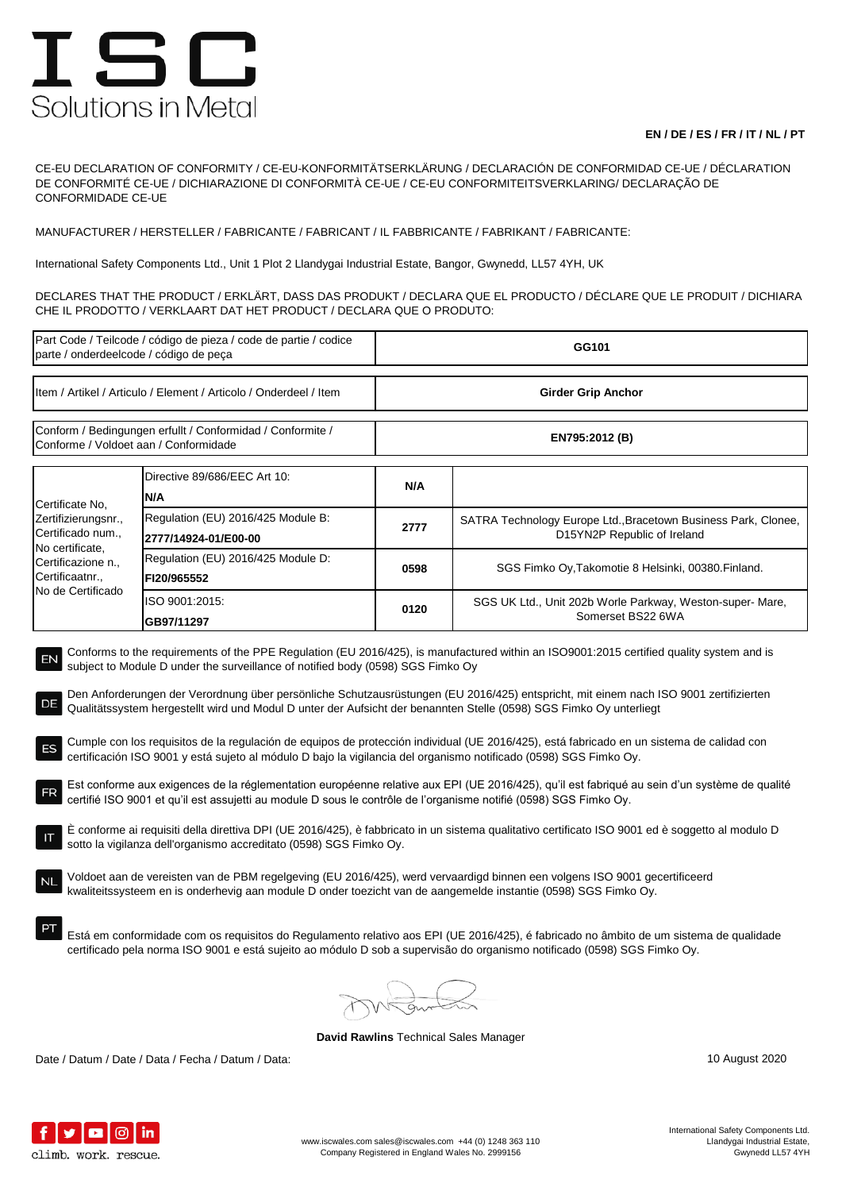# ISC
Solutions in Metal

**EN / DE / ES / FR / IT / NL / PT**

CE-EU DECLARATION OF CONFORMITY / CE-EU-KONFORMITÄTSERKLÄRUNG / DECLARACIÓN DE CONFORMIDAD CE-UE / DÉCLARATION DE CONFORMITÉ CE-UE / DICHIARAZIONE DI CONFORMITÀ CE-UE / CE-EU CONFORMITEITSVERKLARING/ DECLARAÇÃO DE CONFORMIDADE CE-UE

MANUFACTURER / HERSTELLER / FABRICANTE / FABRICANT / IL FABBRICANTE / FABRIKANT / FABRICANTE:

International Safety Components Ltd., Unit 1 Plot 2 Llandygai Industrial Estate, Bangor, Gwynedd, LL57 4YH, UK

DECLARES THAT THE PRODUCT / ERKLÄRT, DASS DAS PRODUKT / DECLARA QUE EL PRODUCTO / DÉCLARE QUE LE PRODUIT / DICHIARA CHE IL PRODOTTO / VERKLAART DAT HET PRODUCT / DECLARA QUE O PRODUTO:

| Part Code / Teilcode / código de pieza / code de partie / codice parte / onderdeelcode / código de peça | **GG101** |
|---|---|
| Item / Artikel / Articulo / Element / Articolo / Onderdeel / Item | **Girder Grip Anchor** |
| Conform / Bedingungen erfullt / Conformidad / Conformite / Conforme / Voldoet aan / Conformidade | **EN795:2012 (B)** |

| Certificate No, Zertifizierungsnr., Certificado num., No certificate, Certificazione n., Certificaatnr., No de Certificado | Certificate | Notified body No. | Notified body |
|---|---|---|---|
| | Directive 89/686/EEC Art 10: **N/A** | **N/A** | |
| | Regulation (EU) 2016/425 Module B: **2777/14924-01/E00-00** | **2777** | SATRA Technology Europe Ltd.,Bracetown Business Park, Clonee, D15YN2P Republic of Ireland |
| | Regulation (EU) 2016/425 Module D: **FI20/965552** | **0598** | SGS Fimko Oy,Takomotie 8 Helsinki, 00380.Finland. |
| | ISO 9001:2015: **GB97/11297** | **0120** | SGS UK Ltd., Unit 202b Worle Parkway, Weston-super- Mare, Somerset BS22 6WA |

**EN** Conforms to the requirements of the PPE Regulation (EU 2016/425), is manufactured within an ISO9001:2015 certified quality system and is subject to Module D under the surveillance of notified body (0598) SGS Fimko Oy

**DE** Den Anforderungen der Verordnung über persönliche Schutzausrüstungen (EU 2016/425) entspricht, mit einem nach ISO 9001 zertifizierten Qualitätssystem hergestellt wird und Modul D unter der Aufsicht der benannten Stelle (0598) SGS Fimko Oy unterliegt

**ES** Cumple con los requisitos de la regulación de equipos de protección individual (UE 2016/425), está fabricado en un sistema de calidad con certificación ISO 9001 y está sujeto al módulo D bajo la vigilancia del organismo notificado (0598) SGS Fimko Oy.

**FR** Est conforme aux exigences de la réglementation européenne relative aux EPI (UE 2016/425), qu'il est fabriqué au sein d'un système de qualité certifié ISO 9001 et qu'il est assujetti au module D sous le contrôle de l'organisme notifié (0598) SGS Fimko Oy.

**IT** È conforme ai requisiti della direttiva DPI (UE 2016/425), è fabbricato in un sistema qualitativo certificato ISO 9001 ed è soggetto al modulo D sotto la vigilanza dell'organismo accreditato (0598) SGS Fimko Oy.

**NL** Voldoet aan de vereisten van de PBM regelgeving (EU 2016/425), werd vervaardigd binnen een volgens ISO 9001 gecertificeerd kwaliteitssysteem en is onderhevig aan module D onder toezicht van de aangemelde instantie (0598) SGS Fimko Oy.

**PT** Está em conformidade com os requisitos do Regulamento relativo aos EPI (UE 2016/425), é fabricado no âmbito de um sistema de qualidade certificado pela norma ISO 9001 e está sujeito ao módulo D sob a supervisão do organismo notificado (0598) SGS Fimko Oy.

**David Rawlins** Technical Sales Manager

Date / Datum / Date / Data / Fecha / Datum / Data: 10 August 2020

climb. work. rescue.

www.iscwales.com sales@iscwales.com +44 (0) 1248 363 110
Company Registered in England Wales No. 2999156

International Safety Components Ltd.
Llandygai Industrial Estate,
Gwynedd LL57 4YH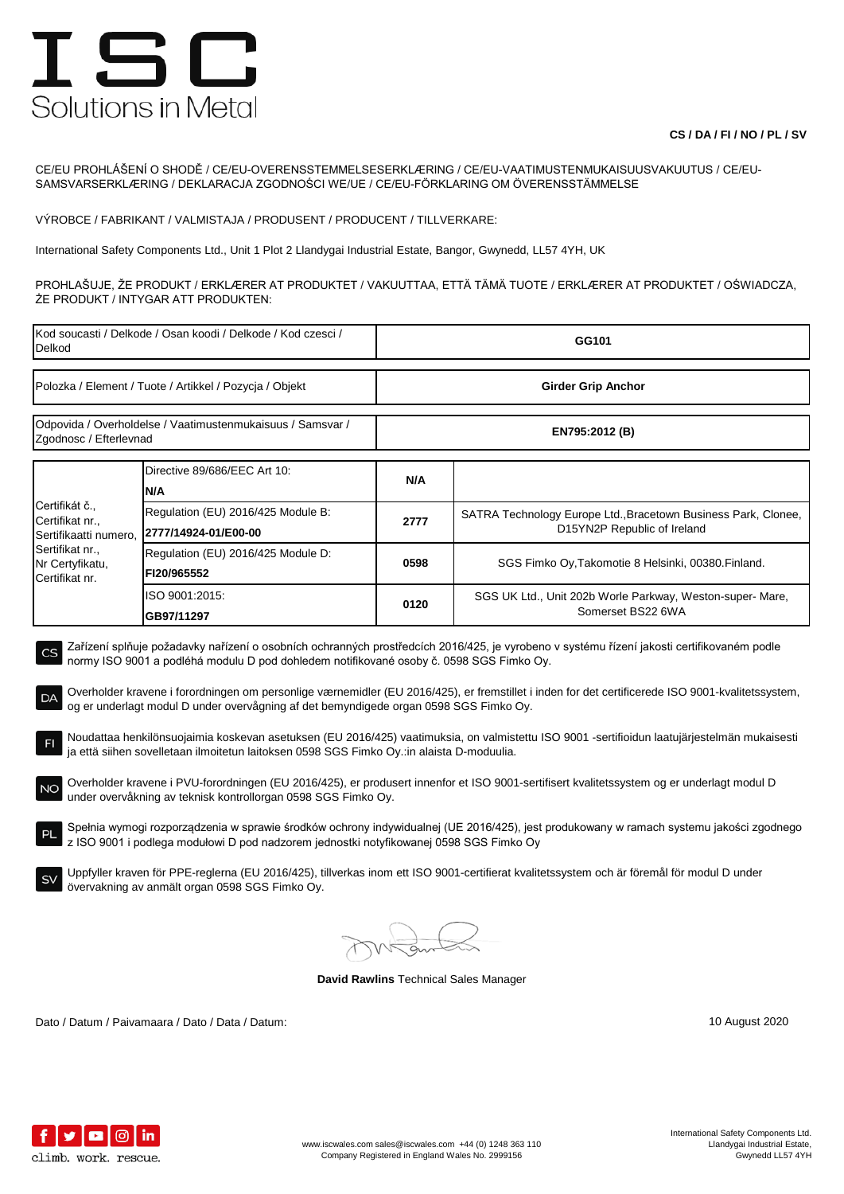# I S C
Solutions in Metal

**CS / DA / FI / NO / PL / SV**

CE/EU PROHLÁŠENÍ O SHODĚ / CE/EU-OVERENSSTEMMELSESERKLÆRING / CE/EU-VAATIMUSTENMUKAISUUSVAKUUTUS / CE/EU-SAMSVARSERKLÆRING / DEKLARACJA ZGODNOŚCI WE/UE / CE/EU-FÖRKLARING OM ÖVERENSSTÄMMELSE

VÝROBCE / FABRIKANT / VALMISTAJA / PRODUSENT / PRODUCENT / TILLVERKARE:

International Safety Components Ltd., Unit 1 Plot 2 Llandygai Industrial Estate, Bangor, Gwynedd, LL57 4YH, UK

PROHLAŠUJE, ŽE PRODUKT / ERKLÆRER AT PRODUKTET / VAKUUTTAA, ETTÄ TÄMÄ TUOTE / ERKLÆRER AT PRODUKTET / OŚWIADCZA, ŻE PRODUKT / INTYGAR ATT PRODUKTEN:

| | |
|---|---|
| Kod soucasti / Delkode / Osan koodi / Delkode / Kod czesci / Delkod | **GG101** |
| Polozka / Element / Tuote / Artikkel / Pozycja / Objekt | **Girder Grip Anchor** |
| Odpovida / Overholdelse / Vaatimustenmukaisuus / Samsvar / Zgodnosc / Efterlevnad | **EN795:2012 (B)** |

| | | | |
|---|---|---|---|
| Certifikát č., Certifikat nr., Sertifikaatti numero, Sertifikat nr., Nr Certyfikatu, Certifikat nr. | Directive 89/686/EEC Art 10: **N/A** | **N/A** | |
| | Regulation (EU) 2016/425 Module B: **2777/14924-01/E00-00** | **2777** | SATRA Technology Europe Ltd.,Bracetown Business Park, Clonee, D15YN2P Republic of Ireland |
| | Regulation (EU) 2016/425 Module D: **FI20/965552** | **0598** | SGS Fimko Oy,Takomotie 8 Helsinki, 00380.Finland. |
| | ISO 9001:2015: **GB97/11297** | **0120** | SGS UK Ltd., Unit 202b Worle Parkway, Weston-super- Mare, Somerset BS22 6WA |

CS Zařízení splňuje požadavky nařízení o osobních ochranných prostředcích 2016/425, je vyrobeno v systému řízení jakosti certifikovaném podle normy ISO 9001 a podléhá modulu D pod dohledem notifikované osoby č. 0598 SGS Fimko Oy.

DA Overholder kravene i forordningen om personlige værnemidler (EU 2016/425), er fremstillet i inden for det certificerede ISO 9001-kvalitetssystem, og er underlagt modul D under overvågning af det bemyndigede organ 0598 SGS Fimko Oy.

FI Noudattaa henkilönsuojaimia koskevan asetuksen (EU 2016/425) vaatimuksia, on valmistettu ISO 9001 -sertifioidun laatujärjestelmän mukaisesti ja että siihen sovelletaan ilmoitetun laitoksen 0598 SGS Fimko Oy.:in alaista D-moduulia.

NO Overholder kravene i PVU-forordningen (EU 2016/425), er produsert innenfor et ISO 9001-sertifisert kvalitetssystem og er underlagt modul D under overvåkning av teknisk kontrollorgan 0598 SGS Fimko Oy.

PL Spełnia wymogi rozporządzenia w sprawie środków ochrony indywidualnej (UE 2016/425), jest produkowany w ramach systemu jakości zgodnego z ISO 9001 i podlega modułowi D pod nadzorem jednostki notyfikowanej 0598 SGS Fimko Oy

SV Uppfyller kraven för PPE-reglerna (EU 2016/425), tillverkas inom ett ISO 9001-certifierat kvalitetssystem och är föremål för modul D under övervakning av anmält organ 0598 SGS Fimko Oy.

**David Rawlins** Technical Sales Manager

Dato / Datum / Paivamaara / Dato / Data / Datum: 10 August 2020

climb. work. rescue.

www.iscwales.com sales@iscwales.com +44 (0) 1248 363 110
Company Registered in England Wales No. 2999156

International Safety Components Ltd.
Llandygai Industrial Estate,
Gwynedd LL57 4YH